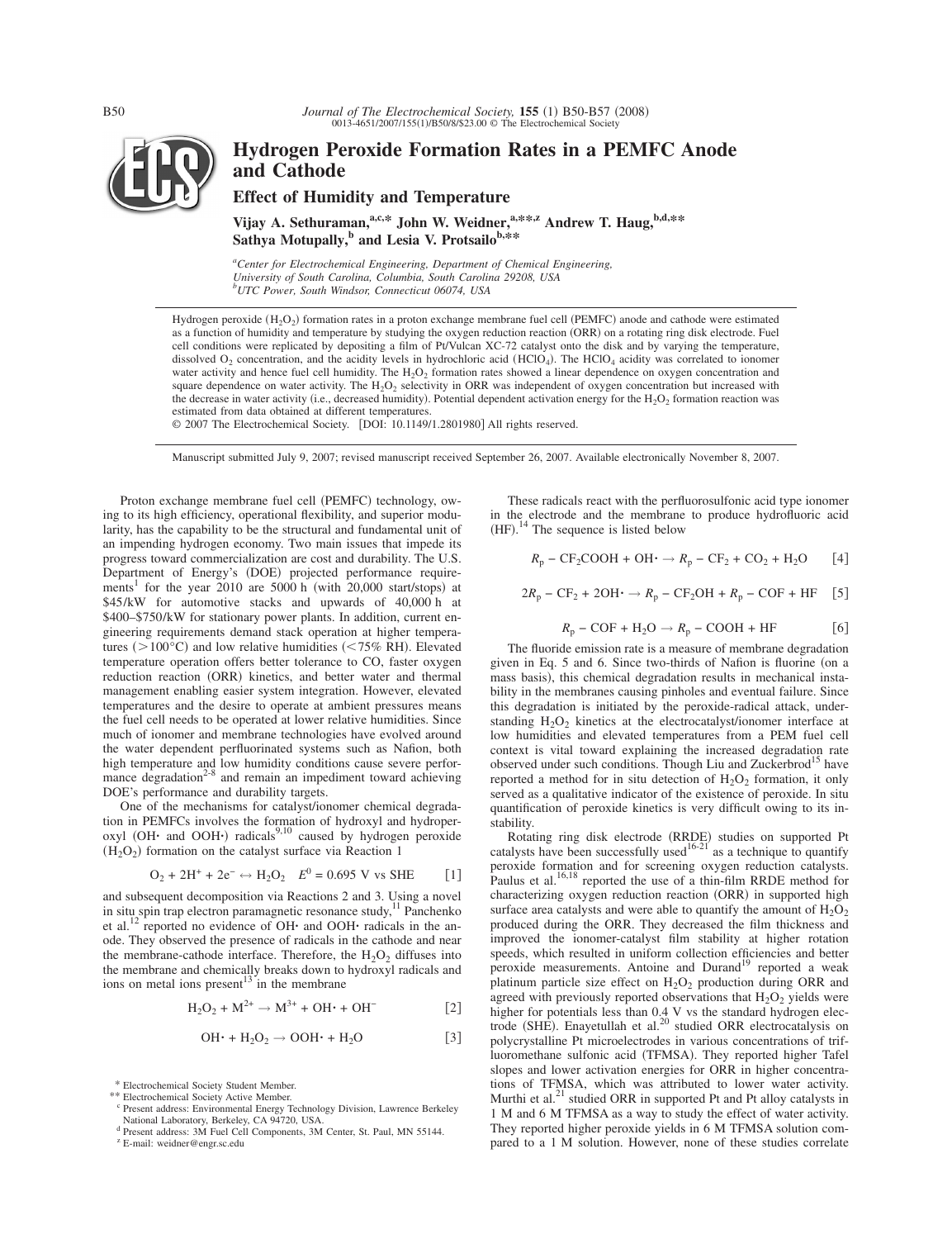# Hydrogen Peroxide Formation Rates in a PEMFC Anode and Cathode

## Effect of Humidity and Temperature

**Vijay A. Sethuraman,[a,c,*] John W. Weidner,[a,**,z] Andrew T. Haug,[b,d,**] Sathya Motupally,[b] and Lesia V. Protsailo[b,**]**

[a]Center for Electrochemical Engineering, Department of Chemical Engineering, University of South Carolina, Columbia, South Carolina 29208, USA
[b]UTC Power, South Windsor, Connecticut 06074, USA

Hydrogen peroxide ($H_2O_2$) formation rates in a proton exchange membrane fuel cell (PEMFC) anode and cathode were estimated as a function of humidity and temperature by studying the oxygen reduction reaction (ORR) on a rotating ring disk electrode. Fuel cell conditions were replicated by depositing a film of Pt/Vulcan XC-72 catalyst onto the disk and by varying the temperature, dissolved $O_2$ concentration, and the acidity levels in hydrochloric acid ($HClO_4$). The $HClO_4$ acidity was correlated to ionomer water activity and hence fuel cell humidity. The $H_2O_2$ formation rates showed a linear dependence on oxygen concentration and square dependence on water activity. The $H_2O_2$ selectivity in ORR was independent of oxygen concentration but increased with the decrease in water activity (i.e., decreased humidity). Potential dependent activation energy for the $H_2O_2$ formation reaction was estimated from data obtained at different temperatures.
© 2007 The Electrochemical Society. [DOI: 10.1149/1.2801980] All rights reserved.

Manuscript submitted July 9, 2007; revised manuscript received September 26, 2007. Available electronically November 8, 2007.

Proton exchange membrane fuel cell (PEMFC) technology, owing to its high efficiency, operational flexibility, and superior modularity, has the capability to be the structural and fundamental unit of an impending hydrogen economy. Two main issues that impede its progress toward commercialization are cost and durability. The U.S. Department of Energy's (DOE) projected performance requirements[1] for the year 2010 are 5000 h (with 20,000 start/stops) at \$45/kW for automotive stacks and upwards of 40,000 h at \$400–\$750/kW for stationary power plants. In addition, current engineering requirements demand stack operation at higher temperatures (>100°C) and low relative humidities (<75% RH). Elevated temperature operation offers better tolerance to CO, faster oxygen reduction reaction (ORR) kinetics, and better water and thermal management enabling easier system integration. However, elevated temperatures and the desire to operate at ambient pressures means the fuel cell needs to be operated at lower relative humidities. Since much of ionomer and membrane technologies have evolved around the water dependent perfluorinated systems such as Nafion, both high temperature and low humidity conditions cause severe performance degradation[2-8] and remain an impediment toward achieving DOE's performance and durability targets.

One of the mechanisms for catalyst/ionomer chemical degradation in PEMFCs involves the formation of hydroxyl and hydroperoxyl ($OH\cdot$ and $OOH\cdot$) radicals[9,10] caused by hydrogen peroxide ($H_2O_2$) formation on the catalyst surface via Reaction 1

$$O_2 + 2H^+ + 2e^- \leftrightarrow H_2O_2 \quad E^0 = 0.695 \text{ V vs SHE} \qquad [1]$$

and subsequent decomposition via Reactions 2 and 3. Using a novel in situ spin trap electron paramagnetic resonance study,[11] Panchenko et al.[12] reported no evidence of $OH\cdot$ and $OOH\cdot$ radicals in the anode. They observed the presence of radicals in the cathode and near the membrane-cathode interface. Therefore, the $H_2O_2$ diffuses into the membrane and chemically breaks down to hydroxyl radicals and ions on metal ions present[13] in the membrane

$$H_2O_2 + M^{2+} \rightarrow M^{3+} + OH\cdot + OH^- \qquad [2]$$

$$OH\cdot + H_2O_2 \rightarrow OOH\cdot + H_2O \qquad [3]$$

These radicals react with the perfluorosulfonic acid type ionomer in the electrode and the membrane to produce hydrofluoric acid (HF).[14] The sequence is listed below

$$R_p - CF_2COOH + OH\cdot \rightarrow R_p - CF_2 + CO_2 + H_2O \qquad [4]$$

$$2R_p - CF_2 + 2OH\cdot \rightarrow R_p - CF_2OH + R_p - COF + HF \qquad [5]$$

$$R_p - COF + H_2O \rightarrow R_p - COOH + HF \qquad [6]$$

The fluoride emission rate is a measure of membrane degradation given in Eq. 5 and 6. Since two-thirds of Nafion is fluorine (on a mass basis), this chemical degradation results in mechanical instability in the membranes causing pinholes and eventual failure. Since this degradation is initiated by the peroxide-radical attack, understanding $H_2O_2$ kinetics at the electrocatalyst/ionomer interface at low humidities and elevated temperatures from a PEM fuel cell context is vital toward explaining the increased degradation rate observed under such conditions. Though Liu and Zuckerbrod[15] have reported a method for in situ detection of $H_2O_2$ formation, it only served as a qualitative indicator of the existence of peroxide. In situ quantification of peroxide kinetics is very difficult owing to its instability.

Rotating ring disk electrode (RRDE) studies on supported Pt catalysts have been successfully used[16-21] as a technique to quantify peroxide formation and for screening oxygen reduction catalysts. Paulus et al.[16,18] reported the use of a thin-film RRDE method for characterizing oxygen reduction reaction (ORR) in supported high surface area catalysts and were able to quantify the amount of $H_2O_2$ produced during the ORR. They decreased the film thickness and improved the ionomer-catalyst film stability at higher rotation speeds, which resulted in uniform collection efficiencies and better peroxide measurements. Antoine and Durand[19] reported a weak platinum particle size effect on $H_2O_2$ production during ORR and agreed with previously reported observations that $H_2O_2$ yields were higher for potentials less than 0.4 V vs the standard hydrogen electrode (SHE). Enayetullah et al.[20] studied ORR electrocatalysis on polycrystalline Pt microelectrodes in various concentrations of trifluoromethane sulfonic acid (TFMSA). They reported higher Tafel slopes and lower activation energies for ORR in higher concentrations of TFMSA, which was attributed to lower water activity. Murthi et al.[21] studied ORR in supported Pt and Pt alloy catalysts in 1 M and 6 M TFMSA as a way to study the effect of water activity. They reported higher peroxide yields in 6 M TFMSA solution compared to a 1 M solution. However, none of these studies correlate

\* Electrochemical Society Student Member.
\** Electrochemical Society Active Member.
[c] Present address: Environmental Energy Technology Division, Lawrence Berkeley National Laboratory, Berkeley, CA 94720, USA.
[d] Present address: 3M Fuel Cell Components, 3M Center, St. Paul, MN 55144.
[z] E-mail: weidner@engr.sc.edu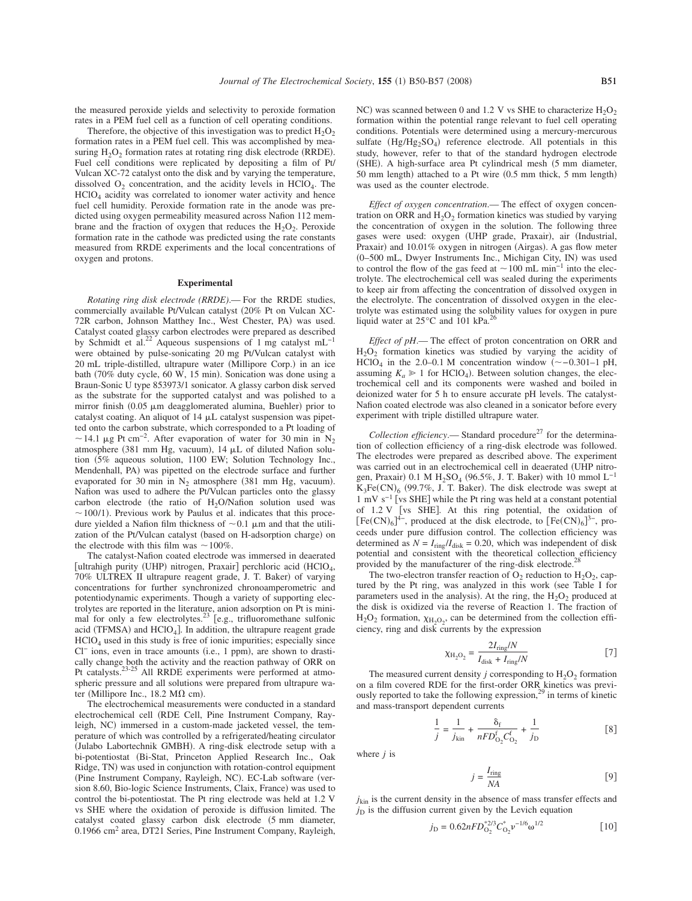the measured peroxide yields and selectivity to peroxide formation rates in a PEM fuel cell as a function of cell operating conditions.

Therefore, the objective of this investigation was to predict $H_2O_2$ formation rates in a PEM fuel cell. This was accomplished by measuring $H_2O_2$ formation rates at rotating ring disk electrode (RRDE). Fuel cell conditions were replicated by depositing a film of Pt/Vulcan XC-72 catalyst onto the disk and by varying the temperature, dissolved $O_2$ concentration, and the acidity levels in $HClO_4$. The $HClO_4$ acidity was correlated to ionomer water activity and hence fuel cell humidity. Peroxide formation rate in the anode was predicted using oxygen permeability measured across Nafion 112 membrane and the fraction of oxygen that reduces the $H_2O_2$. Peroxide formation rate in the cathode was predicted using the rate constants measured from RRDE experiments and the local concentrations of oxygen and protons.

## Experimental

*Rotating ring disk electrode (RRDE).*— For the RRDE studies, commercially available Pt/Vulcan catalyst (20% Pt on Vulcan XC-72R carbon, Johnson Matthey Inc., West Chester, PA) was used. Catalyst coated glassy carbon electrodes were prepared as described by Schmidt et al.[22] Aqueous suspensions of 1 mg catalyst $mL^{-1}$ were obtained by pulse-sonicating 20 mg Pt/Vulcan catalyst with 20 mL triple-distilled, ultrapure water (Millipore Corp.) in an ice bath (70% duty cycle, 60 W, 15 min). Sonication was done using a Braun-Sonic U type 853973/1 sonicator. A glassy carbon disk served as the substrate for the supported catalyst and was polished to a mirror finish (0.05 μm deagglomerated alumina, Buehler) prior to catalyst coating. An aliquot of 14 μL catalyst suspension was pipetted onto the carbon substrate, which corresponded to a Pt loading of ~14.1 μg Pt $cm^{-2}$. After evaporation of water for 30 min in $N_2$ atmosphere (381 mm Hg, vacuum), 14 μL of diluted Nafion solution (5% aqueous solution, 1100 EW; Solution Technology Inc., Mendenhall, PA) was pipetted on the electrode surface and further evaporated for 30 min in $N_2$ atmosphere (381 mm Hg, vacuum). Nafion was used to adhere the Pt/Vulcan particles onto the glassy carbon electrode (the ratio of $H_2O$/Nafion solution used was ~100/1). Previous work by Paulus et al. indicates that this procedure yielded a Nafion film thickness of ~0.1 μm and that the utilization of the Pt/Vulcan catalyst (based on H-adsorption charge) on the electrode with this film was ~100%.

The catalyst-Nafion coated electrode was immersed in deaerated [ultrahigh purity (UHP) nitrogen, Praxair] perchloric acid ($HClO_4$, 70% ULTREX II ultrapure reagent grade, J. T. Baker) of varying concentrations for further synchronized chronoamperometric and potentiodynamic experiments. Though a variety of supporting electrolytes are reported in the literature, anion adsorption on Pt is minimal for only a few electrolytes.[23] [e.g., trifluoromethane sulfonic acid (TFMSA) and $HClO_4$]. In addition, the ultrapure reagent grade $HClO_4$ used in this study is free of ionic impurities; especially since $Cl^-$ ions, even in trace amounts (i.e., 1 ppm), are shown to drastically change both the activity and the reaction pathway of ORR on Pt catalysts.[23-25] All RRDE experiments were performed at atmospheric pressure and all solutions were prepared from ultrapure water (Millipore Inc., 18.2 MΩ cm).

The electrochemical measurements were conducted in a standard electrochemical cell (RDE Cell, Pine Instrument Company, Rayleigh, NC) immersed in a custom-made jacketed vessel, the temperature of which was controlled by a refrigerated/heating circulator (Julabo Labortechnik GMBH). A ring-disk electrode setup with a bi-potentiostat (Bi-Stat, Princeton Applied Research Inc., Oak Ridge, TN) was used in conjunction with rotation-control equipment (Pine Instrument Company, Rayleigh, NC). EC-Lab software (version 8.60, Bio-logic Science Instruments, Claix, France) was used to control the bi-potentiostat. The Pt ring electrode was held at 1.2 V vs SHE where the oxidation of peroxide is diffusion limited. The catalyst coated glassy carbon disk electrode (5 mm diameter, 0.1966 $cm^2$ area, DT21 Series, Pine Instrument Company, Rayleigh, NC) was scanned between 0 and 1.2 V vs SHE to characterize $H_2O_2$ formation within the potential range relevant to fuel cell operating conditions. Potentials were determined using a mercury-mercurous sulfate ($Hg/Hg_2SO_4$) reference electrode. All potentials in this study, however, refer to that of the standard hydrogen electrode (SHE). A high-surface area Pt cylindrical mesh (5 mm diameter, 50 mm length) attached to a Pt wire (0.5 mm thick, 5 mm length) was used as the counter electrode.

*Effect of oxygen concentration.*— The effect of oxygen concentration on ORR and $H_2O_2$ formation kinetics was studied by varying the concentration of oxygen in the solution. The following three gases were used: oxygen (UHP grade, Praxair), air (Industrial, Praxair) and 10.01% oxygen in nitrogen (Airgas). A gas flow meter (0–500 mL, Dwyer Instruments Inc., Michigan City, IN) was used to control the flow of the gas feed at ~100 mL $min^{-1}$ into the electrolyte. The electrochemical cell was sealed during the experiments to keep air from affecting the concentration of dissolved oxygen in the electrolyte. The concentration of dissolved oxygen in the electrolyte was estimated using the solubility values for oxygen in pure liquid water at 25°C and 101 kPa.[26]

*Effect of pH.*— The effect of proton concentration on ORR and $H_2O_2$ formation kinetics was studied by varying the acidity of $HClO_4$ in the 2.0–0.1 M concentration window (~−0.301–1 pH, assuming $K_a \gg 1$ for $HClO_4$). Between solution changes, the electrochemical cell and its components were washed and boiled in deionized water for 5 h to ensure accurate pH levels. The catalyst-Nafion coated electrode was also cleaned in a sonicator before every experiment with triple distilled ultrapure water.

*Collection efficiency.*— Standard procedure[27] for the determination of collection efficiency of a ring-disk electrode was followed. The electrodes were prepared as described above. The experiment was carried out in an electrochemical cell in deaerated (UHP nitrogen, Praxair) 0.1 M $H_2SO_4$ (96.5%, J. T. Baker) with 10 mmol $L^{-1}$ $K_3Fe(CN)_6$ (99.7%, J. T. Baker). The disk electrode was swept at 1 mV $s^{-1}$ [vs SHE] while the Pt ring was held at a constant potential of 1.2 V [vs SHE]. At this ring potential, the oxidation of $[Fe(CN)_6]^{4-}$, produced at the disk electrode, to $[Fe(CN)_6]^{3-}$, proceeds under pure diffusion control. The collection efficiency was determined as $N = I_{ring}/I_{disk} = 0.20$, which was independent of disk potential and consistent with the theoretical collection efficiency provided by the manufacturer of the ring-disk electrode.[28]

The two-electron transfer reaction of $O_2$ reduction to $H_2O_2$, captured by the Pt ring, was analyzed in this work (see Table I for parameters used in the analysis). At the ring, the $H_2O_2$ produced at the disk is oxidized via the reverse of Reaction 1. The fraction of $H_2O_2$ formation, $\chi_{H_2O_2}$, can be determined from the collection efficiency, ring and disk currents by the expression

$$\chi_{H_2O_2} = \frac{2I_{ring}/N}{I_{disk} + I_{ring}/N} \qquad [7]$$

The measured current density $j$ corresponding to $H_2O_2$ formation on a film covered RDE for the first-order ORR kinetics was previously reported to take the following expression,[29] in terms of kinetic and mass-transport dependent currents

$$\frac{1}{j} = \frac{1}{j_{kin}} + \frac{\delta_f}{nFD^f_{O_2}C^f_{O_2}} + \frac{1}{j_D} \qquad [8]$$

where $j$ is

$$j = \frac{I_{ring}}{NA} \qquad [9]$$

$j_{kin}$ is the current density in the absence of mass transfer effects and $j_D$ is the diffusion current given by the Levich equation

$$j_D = 0.62nFD^{*2/3}_{O_2}C^*_{O_2}\nu^{-1/6}\omega^{1/2} \qquad [10]$$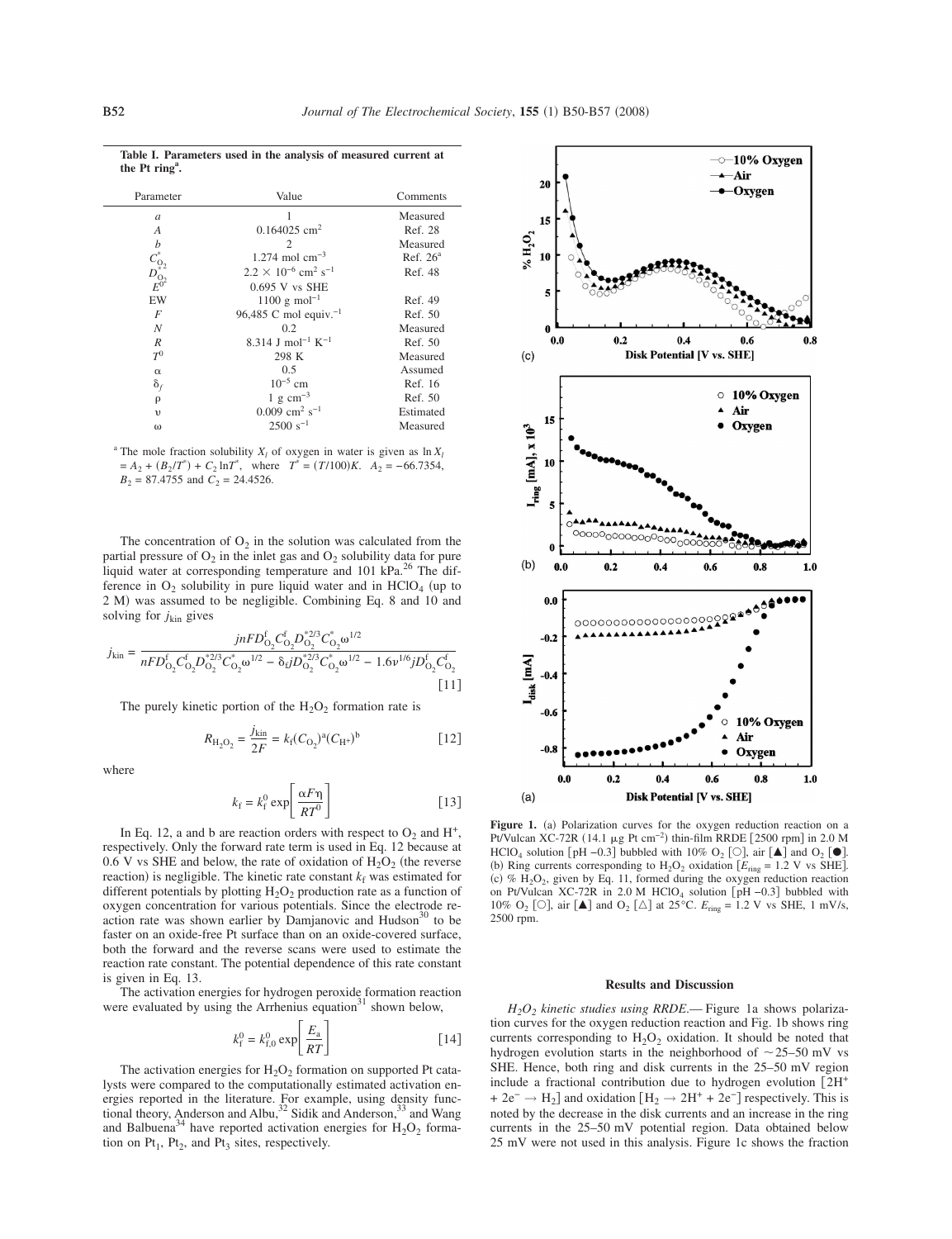**Table I. Parameters used in the analysis of measured current at the Pt ring[a].**

| Parameter | Value | Comments |
|---|---|---|
| $a$ | 1 | Measured |
| $A$ | 0.164025 $cm^2$ | Ref. 28 |
| $b$ | 2 | Measured |
| $C^*_{O_2}$ | 1.274 mol $cm^{-3}$ | Ref. 26[a] |
| $D^*_{O_2}$ | $2.2 \times 10^{-6}$ $cm^2$ $s^{-1}$ | Ref. 48 |
| $E^{0'}$ | 0.695 V vs SHE | |
| EW | 1100 g $mol^{-1}$ | Ref. 49 |
| $F$ | 96,485 C mol $equiv.^{-1}$ | Ref. 50 |
| $N$ | 0.2 | Measured |
| $R$ | 8.314 J $mol^{-1}$ $K^{-1}$ | Ref. 50 |
| $T^0$ | 298 K | Measured |
| $\alpha$ | 0.5 | Assumed |
| $\delta_f$ | $10^{-5}$ cm | Ref. 16 |
| $\rho$ | 1 g $cm^{-3}$ | Ref. 50 |
| $\upsilon$ | 0.009 $cm^2$ $s^{-1}$ | Estimated |
| $\omega$ | 2500 $s^{-1}$ | Measured |

[a] The mole fraction solubility $X_l$ of oxygen in water is given as $\ln X_l = A_2 + (B_2/T^*) + C_2 \ln T^*$, where $T^* = (T/100)K$. $A_2 = -66.7354$, $B_2 = 87.4755$ and $C_2 = 24.4526$.

The concentration of $O_2$ in the solution was calculated from the partial pressure of $O_2$ in the inlet gas and $O_2$ solubility data for pure liquid water at corresponding temperature and 101 kPa.[26] The difference in $O_2$ solubility in pure liquid water and in $HClO_4$ (up to 2 M) was assumed to be negligible. Combining Eq. 8 and 10 and solving for $j_{kin}$ gives

$$j_{kin} = \frac{jnFD^f_{O_2}C^f_{O_2}D^{*2/3}_{O_2}C^*_{O_2}\omega^{1/2}}{nFD^f_{O_2}C^f_{O_2}D^{*2/3}_{O_2}C^*_{O_2}\omega^{1/2} - \delta_f jD^{*2/3}_{O_2}C^*_{O_2}\omega^{1/2} - 1.6\nu^{1/6}jD^f_{O_2}C^f_{O_2}} \quad [11]$$

The purely kinetic portion of the $H_2O_2$ formation rate is

$$R_{H_2O_2} = \frac{j_{kin}}{2F} = k_f(C_{O_2})^a(C_{H^+})^b \quad [12]$$

where

$$k_f = k^0_f \exp\left[\frac{\alpha F \eta}{RT^0}\right] \quad [13]$$

In Eq. 12, a and b are reaction orders with respect to $O_2$ and $H^+$, respectively. Only the forward rate term is used in Eq. 12 because at 0.6 V vs SHE and below, the rate of oxidation of $H_2O_2$ (the reverse reaction) is negligible. The kinetic rate constant $k_f$ was estimated for different potentials by plotting $H_2O_2$ production rate as a function of oxygen concentration for various potentials. Since the electrode reaction rate was shown earlier by Damjanovic and Hudson[30] to be faster on an oxide-free Pt surface than on an oxide-covered surface, both the forward and the reverse scans were used to estimate the reaction rate constant. The potential dependence of this rate constant is given in Eq. 13.

The activation energies for hydrogen peroxide formation reaction were evaluated by using the Arrhenius equation[31] shown below,

$$k^0_f = k^0_{f,0} \exp\left[\frac{E_a}{RT}\right] \quad [14]$$

The activation energies for $H_2O_2$ formation on supported Pt catalysts were compared to the computationally estimated activation energies reported in the literature. For example, using density functional theory, Anderson and Albu,[32] Sidik and Anderson,[33] and Wang and Balbuena[34] have reported activation energies for $H_2O_2$ formation on $Pt_1$, $Pt_2$, and $Pt_3$ sites, respectively.

(c)
% $H_2O_2$
Disk Potential [V vs. SHE]
10% Oxygen
Air
Oxygen
0
5
10
15
20
0.0
0.2
0.4
0.6
0.8

(b)
$I_{ring}$ [mA], x $10^3$
10% Oxygen
Air
Oxygen
0
5
10
15
0.0
0.2
0.4
0.6
0.8
1.0

(a)
$I_{disk}$ [mA]
Disk Potential [V vs. SHE]
10% Oxygen
Air
Oxygen
0.0
-0.2
-0.4
-0.6
-0.8
0.0
0.2
0.4
0.6
0.8
1.0

**Figure 1.** (a) Polarization curves for the oxygen reduction reaction on a Pt/Vulcan XC-72R (14.1 μg Pt $cm^{-2}$) thin-film RRDE [2500 rpm] in 2.0 M $HClO_4$ solution [pH −0.3] bubbled with 10% $O_2$ [○], air [▲] and $O_2$ [●]. (b) Ring currents corresponding to $H_2O_2$ oxidation [$E_{ring}$ = 1.2 V vs SHE]. (c) % $H_2O_2$, given by Eq. 11, formed during the oxygen reduction reaction on Pt/Vulcan XC-72R in 2.0 M $HClO_4$ solution [pH −0.3] bubbled with 10% $O_2$ [○], air [▲] and $O_2$ [△] at 25°C. $E_{ring}$ = 1.2 V vs SHE, 1 mV/s, 2500 rpm.

## Results and Discussion

*$H_2O_2$ kinetic studies using RRDE.*— Figure 1a shows polarization curves for the oxygen reduction reaction and Fig. 1b shows ring currents corresponding to $H_2O_2$ oxidation. It should be noted that hydrogen evolution starts in the neighborhood of ~25–50 mV vs SHE. Hence, both ring and disk currents in the 25–50 mV region include a fractional contribution due to hydrogen evolution [$2H^+ + 2e^- \rightarrow H_2$] and oxidation [$H_2 \rightarrow 2H^+ + 2e^-$] respectively. This is noted by the decrease in the disk currents and an increase in the ring currents in the 25–50 mV potential region. Data obtained below 25 mV were not used in this analysis. Figure 1c shows the fraction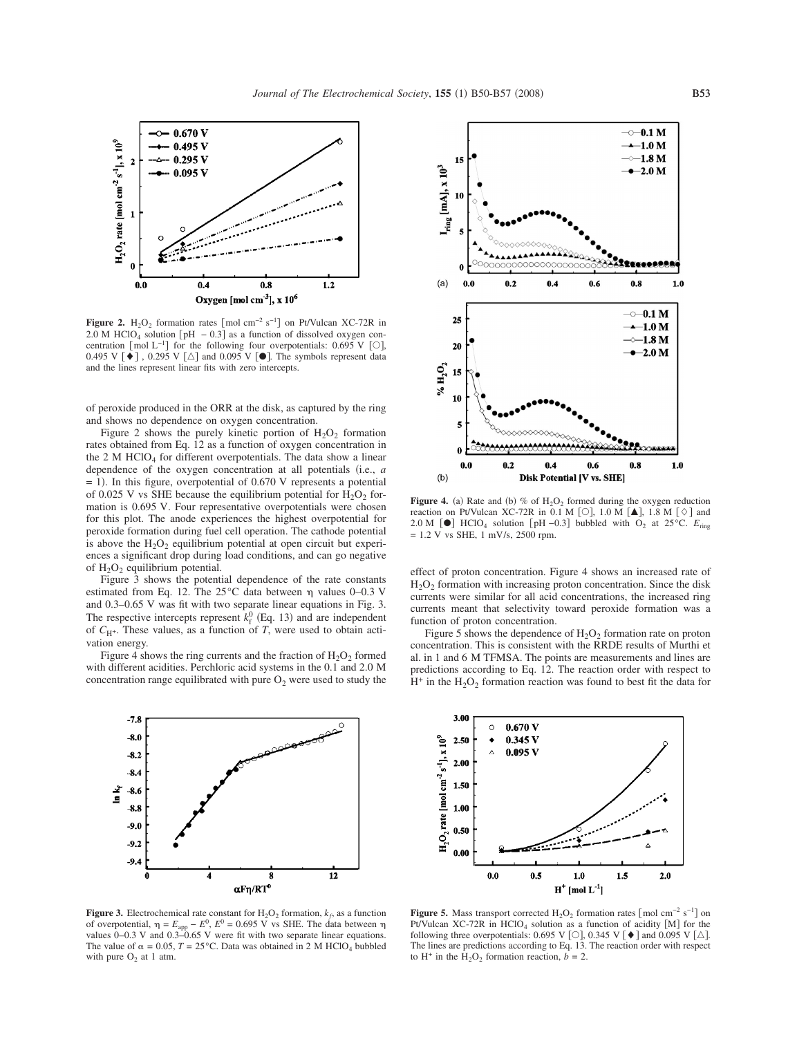$H_2O_2$ rate [mol cm$^{-2}$ s$^{-1}$], x 10$^9$

Oxygen [mol cm$^{-3}$], x 10$^6$

0.670 V
0.495 V
0.295 V
0.095 V

0.0
0.4
0.8
1.2

0
1
2

**Figure 2.** $H_2O_2$ formation rates [mol cm$^{-2}$ s$^{-1}$] on Pt/Vulcan XC-72R in 2.0 M $HClO_4$ solution [pH $-$0.3] as a function of dissolved oxygen concentration [mol L$^{-1}$] for the following four overpotentials: 0.695 V [○], 0.495 V [◆], 0.295 V [△] and 0.095 V [●]. The symbols represent data and the lines represent linear fits with zero intercepts.

of peroxide produced in the ORR at the disk, as captured by the ring and shows no dependence on oxygen concentration.

Figure 2 shows the purely kinetic portion of $H_2O_2$ formation rates obtained from Eq. 12 as a function of oxygen concentration in the 2 M $HClO_4$ for different overpotentials. The data show a linear dependence of the oxygen concentration at all potentials (i.e., $a = 1$). In this figure, overpotential of 0.670 V represents a potential of 0.025 V vs SHE because the equilibrium potential for $H_2O_2$ formation is 0.695 V. Four representative overpotentials were chosen for this plot. The anode experiences the highest overpotential for peroxide formation during fuel cell operation. The cathode potential is above the $H_2O_2$ equilibrium potential at open circuit but experiences a significant drop during load conditions, and can go negative of $H_2O_2$ equilibrium potential.

Figure 3 shows the potential dependence of the rate constants estimated from Eq. 12. The 25°C data between $\eta$ values 0–0.3 V and 0.3–0.65 V was fit with two separate linear equations in Fig. 3. The respective intercepts represent $k_f^0$ (Eq. 13) and are independent of $C_{H^+}$. These values, as a function of $T$, were used to obtain activation energy.

Figure 4 shows the ring currents and the fraction of $H_2O_2$ formed with different acidities. Perchloric acid systems in the 0.1 and 2.0 M concentration range equilibrated with pure $O_2$ were used to study the effect of proton concentration. Figure 4 shows an increased rate of $H_2O_2$ formation with increasing proton concentration. Since the disk currents were similar for all acid concentrations, the increased ring currents meant that selectivity toward peroxide formation was a function of proton concentration.

Figure 5 shows the dependence of $H_2O_2$ formation rate on proton concentration. This is consistent with the RRDE results of Murthi et al. in 1 and 6 M TFMSA. The points are measurements and lines are predictions according to Eq. 12. The reaction order with respect to $H^+$ in the $H_2O_2$ formation reaction was found to best fit the data for

$I_{ring}$ [mA], x 10$^3$

% $H_2O_2$

Disk Potential [V vs. SHE]

0.1 M
1.0 M
1.8 M
2.0 M

(a)
(b)

0.0
0.2
0.4
0.6
0.8
1.0

0
5
10
15
20
25

**Figure 4.** (a) Rate and (b) % of $H_2O_2$ formed during the oxygen reduction reaction on Pt/Vulcan XC-72R in 0.1 M [○], 1.0 M [▲], 1.8 M [◇] and 2.0 M [●] $HClO_4$ solution [pH $-$0.3] bubbled with $O_2$ at 25°C. $E_{ring}$ = 1.2 V vs SHE, 1 mV/s, 2500 rpm.

ln $k_f$

$\alpha F\eta/RT^0$

-7.8
-8.0
-8.2
-8.4
-8.6
-8.8
-9.0
-9.2
-9.4

0
4
8
12

**Figure 3.** Electrochemical rate constant for $H_2O_2$ formation, $k_f$, as a function of overpotential, $\eta = E_{app} - E^0$, $E^0$ = 0.695 V vs SHE. The data between $\eta$ values 0–0.3 V and 0.3–0.65 V were fit with two separate linear equations. The value of $\alpha$ = 0.05, $T$ = 25°C. Data was obtained in 2 M $HClO_4$ bubbled with pure $O_2$ at 1 atm.

$H_2O_2$ rate [mol cm$^{-2}$ s$^{-1}$], x 10$^9$

$H^+$ [mol L$^{-1}$]

0.670 V
0.345 V
0.095 V

0.00
0.50
1.00
1.50
2.00
2.50
3.00

0.0
0.5
1.0
1.5
2.0

**Figure 5.** Mass transport corrected $H_2O_2$ formation rates [mol cm$^{-2}$ s$^{-1}$] on Pt/Vulcan XC-72R in $HClO_4$ solution as a function of acidity [M] for the following three overpotentials: 0.695 V [○], 0.345 V [◆] and 0.095 V [△]. The lines are predictions according to Eq. 13. The reaction order with respect to $H^+$ in the $H_2O_2$ formation reaction, $b = 2$.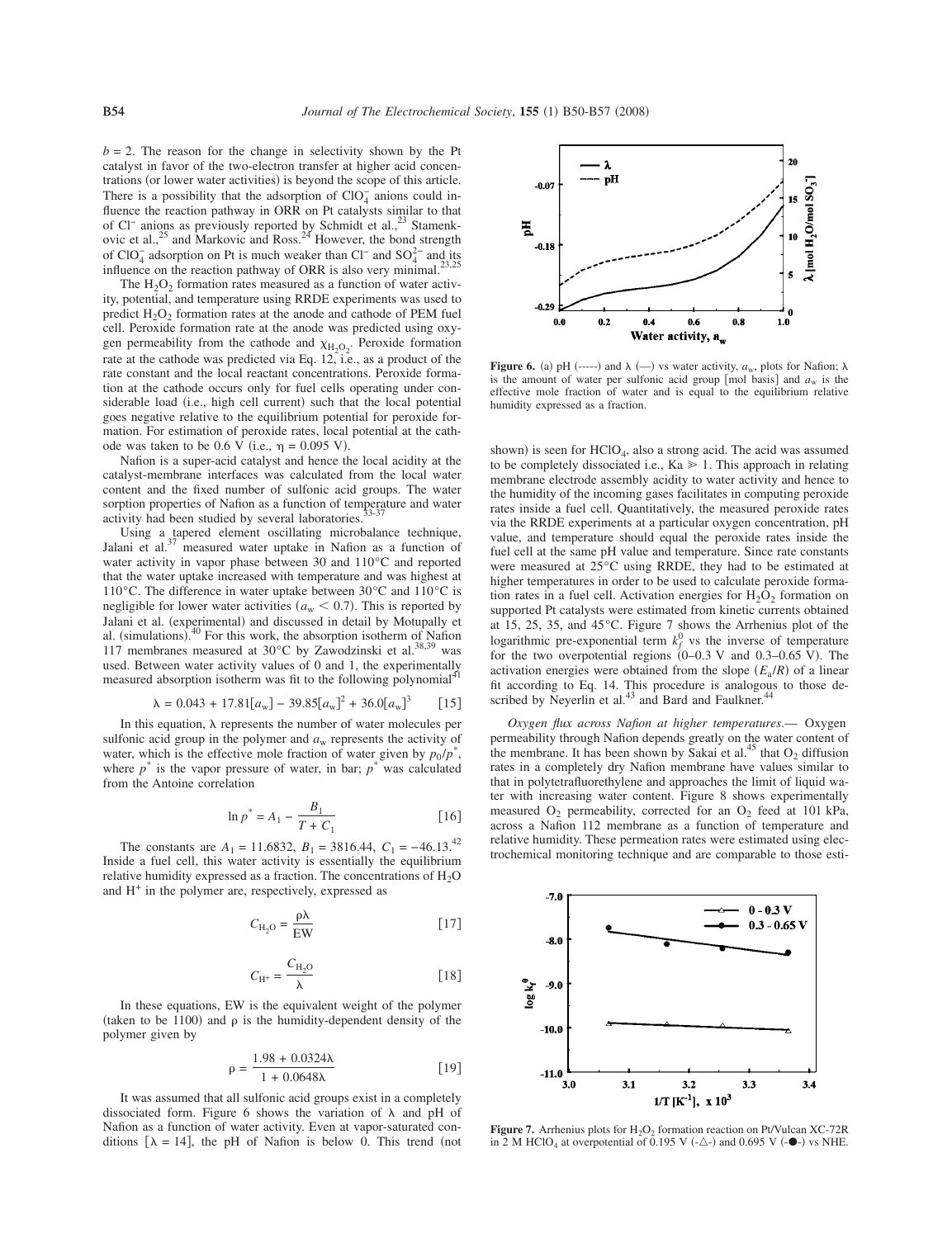$b = 2$. The reason for the change in selectivity shown by the Pt catalyst in favor of the two-electron transfer at higher acid concentrations (or lower water activities) is beyond the scope of this article. There is a possibility that the adsorption of $ClO_4^-$ anions could influence the reaction pathway in ORR on Pt catalysts similar to that of $Cl^-$ anions as previously reported by Schmidt et al.,[23] Stamenkovic et al.,[25] and Markovic and Ross.[24] However, the bond strength of $ClO_4^-$ adsorption on Pt is much weaker than $Cl^-$ and $SO_4^{2-}$ and its influence on the reaction pathway of ORR is also very minimal.[23,25]

The $H_2O_2$ formation rates measured as a function of water activity, potential, and temperature using RRDE experiments was used to predict $H_2O_2$ formation rates at the anode and cathode of PEM fuel cell. Peroxide formation rate at the anode was predicted using oxygen permeability from the cathode and $\chi_{H_2O_2}$. Peroxide formation rate at the cathode was predicted via Eq. 12, i.e., as a product of the rate constant and the local reactant concentrations. Peroxide formation at the cathode occurs only for fuel cells operating under considerable load (i.e., high cell current) such that the local potential goes negative relative to the equilibrium potential for peroxide formation. For estimation of peroxide rates, local potential at the cathode was taken to be 0.6 V (i.e., $\eta = 0.095$ V).

Nafion is a super-acid catalyst and hence the local acidity at the catalyst-membrane interfaces was calculated from the local water content and the fixed number of sulfonic acid groups. The water sorption properties of Nafion as a function of temperature and water activity had been studied by several laboratories.[33-37]

Using a tapered element oscillating microbalance technique, Jalani et al.[37] measured water uptake in Nafion as a function of water activity in vapor phase between 30 and 110°C and reported that the water uptake increased with temperature and was highest at 110°C. The difference in water uptake between 30°C and 110°C is negligible for lower water activities ($a_w < 0.7$). This is reported by Jalani et al. (experimental) and discussed in detail by Motupally et al. (simulations).[40] For this work, the absorption isotherm of Nafion 117 membranes measured at 30°C by Zawodzinski et al.[38,39] was used. Between water activity values of 0 and 1, the experimentally measured absorption isotherm was fit to the following polynomial[41]

$$\lambda = 0.043 + 17.81[a_w] - 39.85[a_w]^2 + 36.0[a_w]^3 \qquad [15]$$

In this equation, $\lambda$ represents the number of water molecules per sulfonic acid group in the polymer and $a_w$ represents the activity of water, which is the effective mole fraction of water given by $p_0/p^*$, where $p^*$ is the vapor pressure of water, in bar; $p^*$ was calculated from the Antoine correlation

$$\ln p^* = A_1 - \frac{B_1}{T + C_1} \qquad [16]$$

The constants are $A_1 = 11.6832$, $B_1 = 3816.44$, $C_1 = -46.13$.[42] Inside a fuel cell, this water activity is essentially the equilibrium relative humidity expressed as a fraction. The concentrations of $H_2O$ and $H^+$ in the polymer are, respectively, expressed as

$$C_{H_2O} = \frac{\rho\lambda}{EW} \qquad [17]$$

$$C_{H^+} = \frac{C_{H_2O}}{\lambda} \qquad [18]$$

In these equations, EW is the equivalent weight of the polymer (taken to be 1100) and $\rho$ is the humidity-dependent density of the polymer given by

$$\rho = \frac{1.98 + 0.0324\lambda}{1 + 0.0648\lambda} \qquad [19]$$

It was assumed that all sulfonic acid groups exist in a completely dissociated form. Figure 6 shows the variation of $\lambda$ and pH of Nafion as a function of water activity. Even at vapor-saturated conditions [$\lambda = 14$], the pH of Nafion is below 0. This trend (not shown) is seen for $HClO_4$, also a strong acid. The acid was assumed to be completely dissociated i.e., $Ka \gg 1$. This approach in relating membrane electrode assembly acidity to water activity and hence to the humidity of the incoming gases facilitates in computing peroxide rates inside a fuel cell. Quantitatively, the measured peroxide rates via the RRDE experiments at a particular oxygen concentration, pH value, and temperature should equal the peroxide rates inside the fuel cell at the same pH value and temperature. Since rate constants were measured at 25°C using RRDE, they had to be estimated at higher temperatures in order to be used to calculate peroxide formation rates in a fuel cell. Activation energies for $H_2O_2$ formation on supported Pt catalysts were estimated from kinetic currents obtained at 15, 25, 35, and 45°C. Figure 7 shows the Arrhenius plot of the logarithmic pre-exponential term $k_f^0$ vs the inverse of temperature for the two overpotential regions (0–0.3 V and 0.3–0.65 V). The activation energies were obtained from the slope ($E_a/R$) of a linear fit according to Eq. 14. This procedure is analogous to those described by Neyerlin et al.[43] and Bard and Faulkner.[44]

Figure 6. (a) pH (-----) and $\lambda$ (—) vs water activity, $a_w$, plots for Nafion; $\lambda$ is the amount of water per sulfonic acid group [mol basis] and $a_w$ is the effective mole fraction of water and is equal to the equilibrium relative humidity expressed as a fraction.

*Oxygen flux across Nafion at higher temperatures.*— Oxygen permeability through Nafion depends greatly on the water content of the membrane. It has been shown by Sakai et al.[45] that $O_2$ diffusion rates in a completely dry Nafion membrane have values similar to that in polytetrafluorethylene and approaches the limit of liquid water with increasing water content. Figure 8 shows experimentally measured $O_2$ permeability, corrected for an $O_2$ feed at 101 kPa, across a Nafion 112 membrane as a function of temperature and relative humidity. These permeation rates were estimated using electrochemical monitoring technique and are comparable to those esti-

Figure 7. Arrhenius plots for $H_2O_2$ formation reaction on Pt/Vulcan XC-72R in 2 M $HClO_4$ at overpotential of 0.195 V (-△-) and 0.695 V (-●-) vs NHE.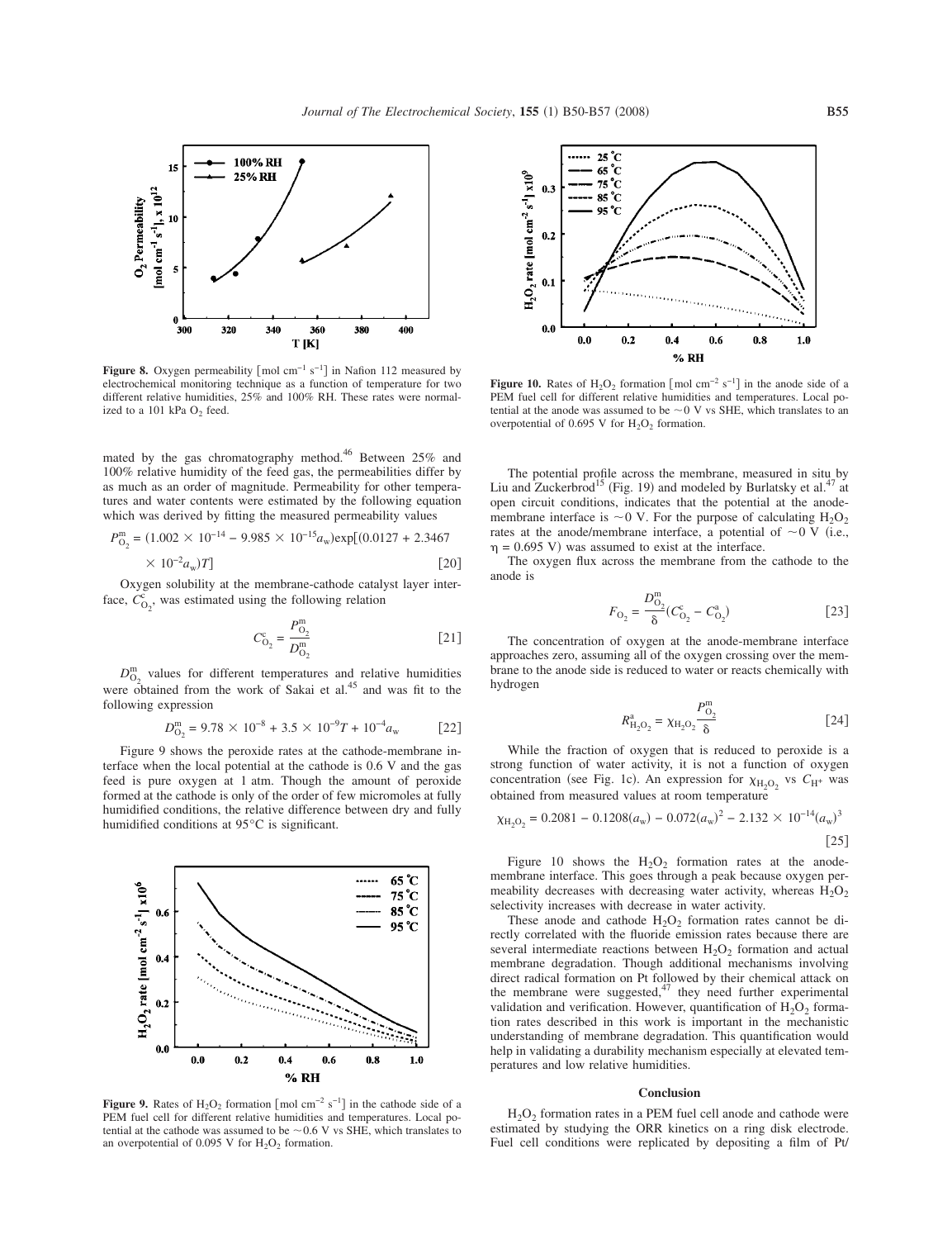Figure 8 plot:

100% RH
25% RH
$O_2$ Permeability [mol cm$^{-1}$ s$^{-1}$], x 10$^{12}$
15
10
5
0
300
320
340
360
380
400
T [K]

**Figure 8.** Oxygen permeability [mol cm$^{-1}$ s$^{-1}$] in Nafion 112 measured by electrochemical monitoring technique as a function of temperature for two different relative humidities, 25% and 100% RH. These rates were normalized to a 101 kPa $O_2$ feed.

mated by the gas chromatography method.[46] Between 25% and 100% relative humidity of the feed gas, the permeabilities differ by as much as an order of magnitude. Permeability for other temperatures and water contents were estimated by the following equation which was derived by fitting the measured permeability values

$$P^{m}_{O_2} = (1.002 \times 10^{-14} - 9.985 \times 10^{-15} a_w)\exp[(0.0127 + 2.3467 \times 10^{-2} a_w)T] \quad [20]$$

Oxygen solubility at the membrane-cathode catalyst layer interface, $C^{c}_{O_2}$, was estimated using the following relation

$$C^{c}_{O_2} = \frac{P^{m}_{O_2}}{D^{m}_{O_2}} \quad [21]$$

$D^{m}_{O_2}$ values for different temperatures and relative humidities were obtained from the work of Sakai et al.[45] and was fit to the following expression

$$D^{m}_{O_2} = 9.78 \times 10^{-8} + 3.5 \times 10^{-9} T + 10^{-4} a_w \quad [22]$$

Figure 9 shows the peroxide rates at the cathode-membrane interface when the local potential at the cathode is 0.6 V and the gas feed is pure oxygen at 1 atm. Though the amount of peroxide formed at the cathode is only of the order of few micromoles at fully humidified conditions, the relative difference between dry and fully humidified conditions at 95°C is significant.

Figure 9 plot:

65 °C
75 °C
85 °C
95 °C
$H_2O_2$ rate [mol cm$^{-2}$ s$^{-1}$] x10$^6$
0.6
0.4
0.2
0.0
0.0
0.2
0.4
0.6
0.8
1.0
% RH

**Figure 9.** Rates of $H_2O_2$ formation [mol cm$^{-2}$ s$^{-1}$] in the cathode side of a PEM fuel cell for different relative humidities and temperatures. Local potential at the cathode was assumed to be ~0.6 V vs SHE, which translates to an overpotential of 0.095 V for $H_2O_2$ formation.

Figure 10 plot:

25 °C
65 °C
75 °C
85 °C
95 °C
$H_2O_2$ rate [mol cm$^{-2}$ s$^{-1}$] x10$^9$
0.3
0.2
0.1
0.0
0.0
0.2
0.4
0.6
0.8
1.0
% RH

**Figure 10.** Rates of $H_2O_2$ formation [mol cm$^{-2}$ s$^{-1}$] in the anode side of a PEM fuel cell for different relative humidities and temperatures. Local potential at the anode was assumed to be ~0 V vs SHE, which translates to an overpotential of 0.695 V for $H_2O_2$ formation.

The potential profile across the membrane, measured in situ by Liu and Zuckerbrod[15] (Fig. 19) and modeled by Burlatsky et al.[47] at open circuit conditions, indicates that the potential at the anode-membrane interface is ~0 V. For the purpose of calculating $H_2O_2$ rates at the anode/membrane interface, a potential of ~0 V (i.e., $\eta = 0.695$ V) was assumed to exist at the interface.

The oxygen flux across the membrane from the cathode to the anode is

$$F_{O_2} = \frac{D^{m}_{O_2}}{\delta}(C^{c}_{O_2} - C^{a}_{O_2}) \quad [23]$$

The concentration of oxygen at the anode-membrane interface approaches zero, assuming all of the oxygen crossing over the membrane to the anode side is reduced to water or reacts chemically with hydrogen

$$R^{a}_{H_2O_2} = \chi_{H_2O_2} \frac{P^{m}_{O_2}}{\delta} \quad [24]$$

While the fraction of oxygen that is reduced to peroxide is a strong function of water activity, it is not a function of oxygen concentration (see Fig. 1c). An expression for $\chi_{H_2O_2}$ vs $C_{H^+}$ was obtained from measured values at room temperature

$$\chi_{H_2O_2} = 0.2081 - 0.1208(a_w) - 0.072(a_w)^2 - 2.132 \times 10^{-14}(a_w)^3 \quad [25]$$

Figure 10 shows the $H_2O_2$ formation rates at the anode-membrane interface. This goes through a peak because oxygen permeability decreases with decreasing water activity, whereas $H_2O_2$ selectivity increases with decrease in water activity.

These anode and cathode $H_2O_2$ formation rates cannot be directly correlated with the fluoride emission rates because there are several intermediate reactions between $H_2O_2$ formation and actual membrane degradation. Though additional mechanisms involving direct radical formation on Pt followed by their chemical attack on the membrane were suggested,[47] they need further experimental validation and verification. However, quantification of $H_2O_2$ formation rates described in this work is important in the mechanistic understanding of membrane degradation. This quantification would help in validating a durability mechanism especially at elevated temperatures and low relative humidities.

## Conclusion

$H_2O_2$ formation rates in a PEM fuel cell anode and cathode were estimated by studying the ORR kinetics on a ring disk electrode. Fuel cell conditions were replicated by depositing a film of Pt/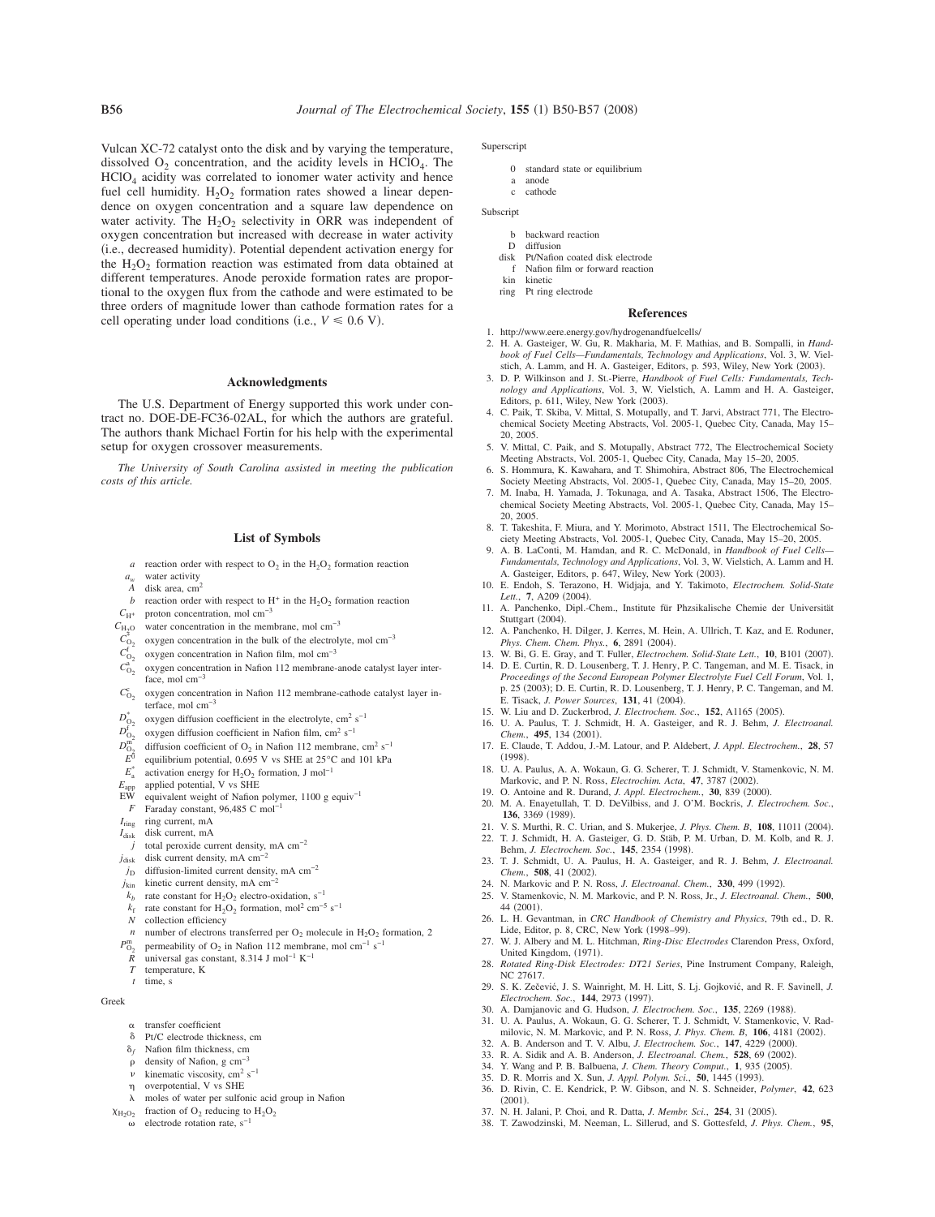Vulcan XC-72 catalyst onto the disk and by varying the temperature, dissolved $O_2$ concentration, and the acidity levels in $HClO_4$. The $HClO_4$ acidity was correlated to ionomer water activity and hence fuel cell humidity. $H_2O_2$ formation rates showed a linear dependence on oxygen concentration and a square law dependence on water activity. The $H_2O_2$ selectivity in ORR was independent of oxygen concentration but increased with decrease in water activity (i.e., decreased humidity). Potential dependent activation energy for the $H_2O_2$ formation reaction was estimated from data obtained at different temperatures. Anode peroxide formation rates are proportional to the oxygen flux from the cathode and were estimated to be three orders of magnitude lower than cathode formation rates for a cell operating under load conditions (i.e., $V \leq 0.6$ V).

## Acknowledgments

The U.S. Department of Energy supported this work under contract no. DOE-DE-FC36-02AL, for which the authors are grateful. The authors thank Michael Fortin for his help with the experimental setup for oxygen crossover measurements.

*The University of South Carolina assisted in meeting the publication costs of this article.*

## List of Symbols

- $a$ reaction order with respect to $O_2$ in the $H_2O_2$ formation reaction
- $a_w$ water activity
- $A$ disk area, $cm^2$
- $b$ reaction order with respect to $H^+$ in the $H_2O_2$ formation reaction
- $C_{H^+}$ proton concentration, mol $cm^{-3}$
- $C_{H_2O}$ water concentration in the membrane, mol $cm^{-3}$
- $C^*_{O_2}$ oxygen concentration in the bulk of the electrolyte, mol $cm^{-3}$
- $C^f_{O_2}$ oxygen concentration in Nafion film, mol $cm^{-3}$
- $C^a_{O_2}$ oxygen concentration in Nafion 112 membrane-anode catalyst layer interface, mol $cm^{-3}$
- $C^c_{O_2}$ oxygen concentration in Nafion 112 membrane-cathode catalyst layer interface, mol $cm^{-3}$
- $D^*_{O_2}$ oxygen diffusion coefficient in the electrolyte, $cm^2\ s^{-1}$
- $D^f_{O_2}$ oxygen diffusion coefficient in Nafion film, $cm^2\ s^{-1}$
- $D^m_{O_2}$ diffusion coefficient of $O_2$ in Nafion 112 membrane, $cm^2\ s^{-1}$
- $E^0$ equilibrium potential, 0.695 V vs SHE at 25°C and 101 kPa
- $E^*_a$ activation energy for $H_2O_2$ formation, J $mol^{-1}$
- $E_{app}$ applied potential, V vs SHE
- EW equivalent weight of Nafion polymer, 1100 g $equiv^{-1}$
- $F$ Faraday constant, 96,485 C $mol^{-1}$
- $I_{ring}$ ring current, mA
- $I_{disk}$ disk current, mA
- $j$ total peroxide current density, mA $cm^{-2}$
- $j_{disk}$ disk current density, mA $cm^{-2}$
- $j_D$ diffusion-limited current density, mA $cm^{-2}$
- $j_{kin}$ kinetic current density, mA $cm^{-2}$
- $k_b$ rate constant for $H_2O_2$ electro-oxidation, $s^{-1}$
- $k_f$ rate constant for $H_2O_2$ formation, $mol^2\ cm^{-5}\ s^{-1}$
- $N$ collection efficiency
- $n$ number of electrons transferred per $O_2$ molecule in $H_2O_2$ formation, 2
- $P^m_{O_2}$ permeability of $O_2$ in Nafion 112 membrane, mol $cm^{-1}\ s^{-1}$
- $R$ universal gas constant, 8.314 J $mol^{-1}\ K^{-1}$
- $T$ temperature, K
- $t$ time, s

Greek

- $\alpha$ transfer coefficient
- $\delta$ Pt/C electrode thickness, cm
- $\delta_f$ Nafion film thickness, cm
- $\rho$ density of Nafion, g $cm^{-3}$
- $\nu$ kinematic viscosity, $cm^2\ s^{-1}$
- $\eta$ overpotential, V vs SHE
- $\lambda$ moles of water per sulfonic acid group in Nafion
- $\chi_{H_2O_2}$ fraction of $O_2$ reducing to $H_2O_2$
- $\omega$ electrode rotation rate, $s^{-1}$

Superscript

- 0 standard state or equilibrium
- a anode
- c cathode

Subscript

- b backward reaction
- D diffusion
- disk Pt/Nafion coated disk electrode
- f Nafion film or forward reaction
- kin kinetic
- ring Pt ring electrode

## References

1. http://www.eere.energy.gov/hydrogenandfuelcells/
2. H. A. Gasteiger, W. Gu, R. Makharia, M. F. Mathias, and B. Sompalli, in *Handbook of Fuel Cells—Fundamentals, Technology and Applications*, Vol. 3, W. Vielstich, A. Lamm, and H. A. Gasteiger, Editors, p. 593, Wiley, New York (2003).
3. D. P. Wilkinson and J. St.-Pierre, *Handbook of Fuel Cells: Fundamentals, Technology and Applications*, Vol. 3, W. Vielstich, A. Lamm and H. A. Gasteiger, Editors, p. 611, Wiley, New York (2003).
4. C. Paik, T. Skiba, V. Mittal, S. Motupally, and T. Jarvi, Abstract 771, The Electrochemical Society Meeting Abstracts, Vol. 2005-1, Quebec City, Canada, May 15–20, 2005.
5. V. Mittal, C. Paik, and S. Motupally, Abstract 772, The Electrochemical Society Meeting Abstracts, Vol. 2005-1, Quebec City, Canada, May 15–20, 2005.
6. S. Hommura, K. Kawahara, and T. Shimohira, Abstract 806, The Electrochemical Society Meeting Abstracts, Vol. 2005-1, Quebec City, Canada, May 15–20, 2005.
7. M. Inaba, H. Yamada, J. Tokunaga, and A. Tasaka, Abstract 1506, The Electrochemical Society Meeting Abstracts, Vol. 2005-1, Quebec City, Canada, May 15–20, 2005.
8. T. Takeshita, F. Miura, and Y. Morimoto, Abstract 1511, The Electrochemical Society Meeting Abstracts, Vol. 2005-1, Quebec City, Canada, May 15–20, 2005.
9. A. B. LaConti, M. Hamdan, and R. C. McDonald, in *Handbook of Fuel Cells—Fundamentals, Technology and Applications*, Vol. 3, W. Vielstich, A. Lamm and H. A. Gasteiger, Editors, p. 647, Wiley, New York (2003).
10. E. Endoh, S. Terazono, H. Widjaja, and Y. Takimoto, *Electrochem. Solid-State Lett.*, **7**, A209 (2004).
11. A. Panchenko, Dipl.-Chem., Institute für Phzsikalische Chemie der Universität Stuttgart (2004).
12. A. Panchenko, H. Dilger, J. Kerres, M. Hein, A. Ullrich, T. Kaz, and E. Roduner, *Phys. Chem. Chem. Phys.*, **6**, 2891 (2004).
13. W. Bi, G. E. Gray, and T. Fuller, *Electrochem. Solid-State Lett.*, **10**, B101 (2007).
14. D. E. Curtin, R. D. Lousenberg, T. J. Henry, P. C. Tangeman, and M. E. Tisack, in *Proceedings of the Second European Polymer Electrolyte Fuel Cell Forum*, Vol. 1, p. 25 (2003); D. E. Curtin, R. D. Lousenberg, T. J. Henry, P. C. Tangeman, and M. E. Tisack, *J. Power Sources*, **131**, 41 (2004).
15. W. Liu and D. Zuckerbrod, *J. Electrochem. Soc.*, **152**, A1165 (2005).
16. U. A. Paulus, T. J. Schmidt, H. A. Gasteiger, and R. J. Behm, *J. Electroanal. Chem.*, **495**, 134 (2001).
17. E. Claude, T. Addou, J.-M. Latour, and P. Aldebert, *J. Appl. Electrochem.*, **28**, 57 (1998).
18. U. A. Paulus, A. A. Wokaun, G. G. Scherer, T. J. Schmidt, V. Stamenkovic, N. M. Markovic, and P. N. Ross, *Electrochim. Acta*, **47**, 3787 (2002).
19. O. Antoine and R. Durand, *J. Appl. Electrochem.*, **30**, 839 (2000).
20. M. A. Enayetullah, T. D. DeVilbiss, and J. O'M. Bockris, *J. Electrochem. Soc.*, **136**, 3369 (1989).
21. V. S. Murthi, R. C. Urian, and S. Mukerjee, *J. Phys. Chem. B*, **108**, 11011 (2004).
22. T. J. Schmidt, H. A. Gasteiger, G. D. Stäb, P. M. Urban, D. M. Kolb, and R. J. Behm, *J. Electrochem. Soc.*, **145**, 2354 (1998).
23. T. J. Schmidt, U. A. Paulus, H. A. Gasteiger, and R. J. Behm, *J. Electroanal. Chem.*, **508**, 41 (2002).
24. N. Markovic and P. N. Ross, *J. Electroanal. Chem.*, **330**, 499 (1992).
25. V. Stamenkovic, N. M. Markovic, and P. N. Ross, Jr., *J. Electroanal. Chem.*, **500**, 44 (2001).
26. L. H. Gevantman, in *CRC Handbook of Chemistry and Physics*, 79th ed., D. R. Lide, Editor, p. 8, CRC, New York (1998–99).
27. W. J. Albery and M. L. Hitchman, *Ring-Disc Electrodes* Clarendon Press, Oxford, United Kingdom, (1971).
28. *Rotated Ring-Disk Electrodes: DT21 Series*, Pine Instrument Company, Raleigh, NC 27617.
29. S. K. Zečević, J. S. Wainright, M. H. Litt, S. Lj. Gojković, and R. F. Savinell, *J. Electrochem. Soc.*, **144**, 2973 (1997).
30. A. Damjanovic and G. Hudson, *J. Electrochem. Soc.*, **135**, 2269 (1988).
31. U. A. Paulus, A. Wokaun, G. G. Scherer, T. J. Schmidt, V. Stamenkovic, V. Radmilovic, N. M. Markovic, and P. N. Ross, *J. Phys. Chem. B*, **106**, 4181 (2002).
32. A. B. Anderson and T. V. Albu, *J. Electrochem. Soc.*, **147**, 4229 (2000).
33. R. A. Sidik and A. B. Anderson, *J. Electroanal. Chem.*, **528**, 69 (2002).
34. Y. Wang and P. B. Balbuena, *J. Chem. Theory Comput.*, **1**, 935 (2005).
35. D. R. Morris and X. Sun, *J. Appl. Polym. Sci.*, **50**, 1445 (1993).
36. D. Rivin, C. E. Kendrick, P. W. Gibson, and N. S. Schneider, *Polymer*, **42**, 623 (2001).
37. N. H. Jalani, P. Choi, and R. Datta, *J. Membr. Sci.*, **254**, 31 (2005).
38. T. Zawodzinski, M. Neeman, L. Sillerud, and S. Gottesfeld, *J. Phys. Chem.*, **95**,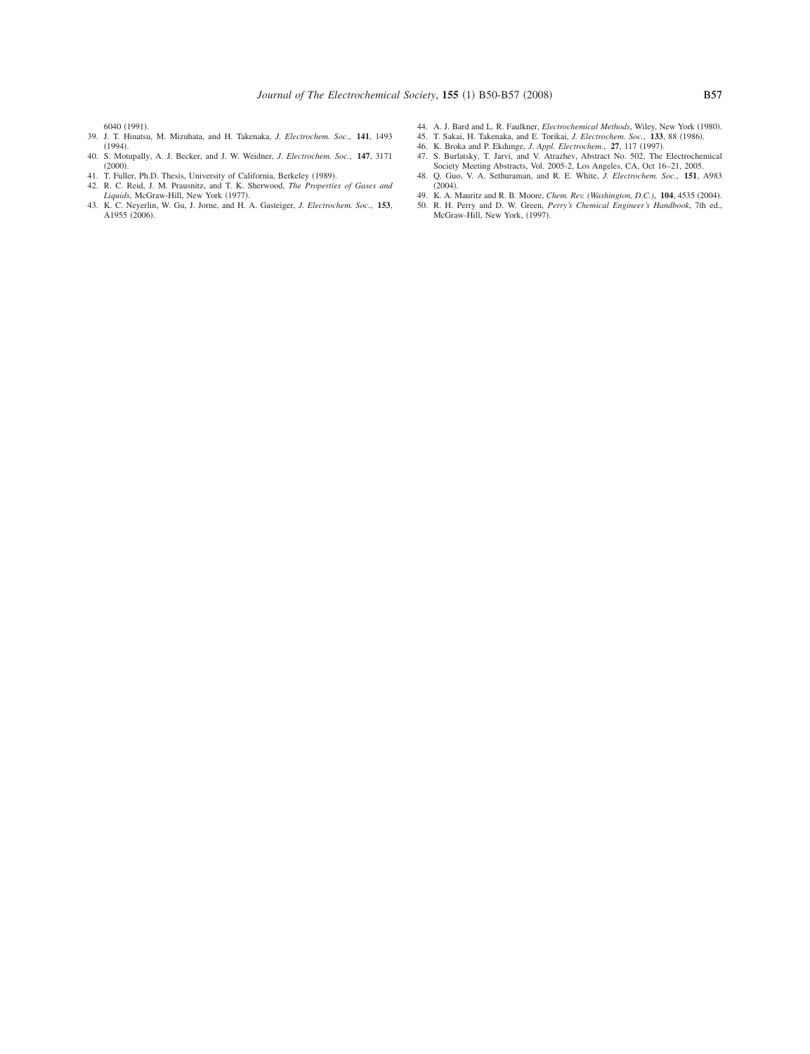6040 (1991).

39. J. T. Hinatsu, M. Mizuhata, and H. Takenaka, *J. Electrochem. Soc.*, **141**, 1493 (1994).
40. S. Motupally, A. J. Becker, and J. W. Weidner, *J. Electrochem. Soc.*, **147**, 3171 (2000).
41. T. Fuller, Ph.D. Thesis, University of California, Berkeley (1989).
42. R. C. Reid, J. M. Prausnitz, and T. K. Sherwood, *The Properties of Gases and Liquids*, McGraw-Hill, New York (1977).
43. K. C. Neyerlin, W. Gu, J. Jorne, and H. A. Gasteiger, *J. Electrochem. Soc.*, **153**, A1955 (2006).
44. A. J. Bard and L. R. Faulkner, *Electrochemical Methods*, Wiley, New York (1980).
45. T. Sakai, H. Takenaka, and E. Torikai, *J. Electrochem. Soc.*, **133**, 88 (1986).
46. K. Broka and P. Ekdunge, *J. Appl. Electrochem.*, **27**, 117 (1997).
47. S. Burlatsky, T. Jarvi, and V. Atrazhev, Abstract No. 502, The Electrochemical Society Meeting Abstracts, Vol. 2005-2, Los Angeles, CA, Oct 16–21, 2005.
48. Q. Guo, V. A. Sethuraman, and R. E. White, *J. Electrochem. Soc.*, **151**, A983 (2004).
49. K. A. Mauritz and R. B. Moore, *Chem. Rev. (Washington, D.C.)*, **104**, 4535 (2004).
50. R. H. Perry and D. W. Green, *Perry's Chemical Engineer's Handbook*, 7th ed., McGraw-Hill, New York, (1997).